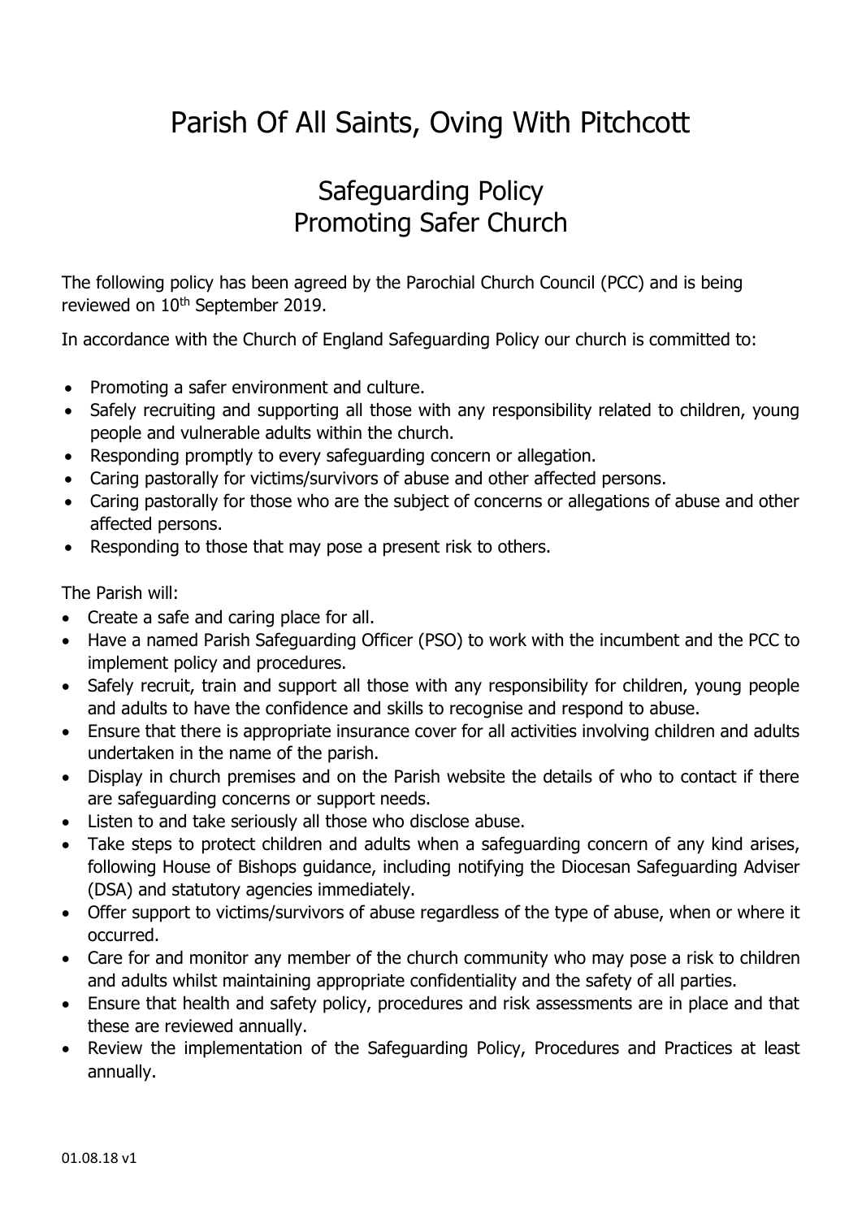# Parish Of All Saints, Oving With Pitchcott

## Safeguarding Policy
## Promoting Safer Church

The following policy has been agreed by the Parochial Church Council (PCC) and is being reviewed on 10th September 2019.

In accordance with the Church of England Safeguarding Policy our church is committed to:

- Promoting a safer environment and culture.
- Safely recruiting and supporting all those with any responsibility related to children, young people and vulnerable adults within the church.
- Responding promptly to every safeguarding concern or allegation.
- Caring pastorally for victims/survivors of abuse and other affected persons.
- Caring pastorally for those who are the subject of concerns or allegations of abuse and other affected persons.
- Responding to those that may pose a present risk to others.

The Parish will:

- Create a safe and caring place for all.
- Have a named Parish Safeguarding Officer (PSO) to work with the incumbent and the PCC to implement policy and procedures.
- Safely recruit, train and support all those with any responsibility for children, young people and adults to have the confidence and skills to recognise and respond to abuse.
- Ensure that there is appropriate insurance cover for all activities involving children and adults undertaken in the name of the parish.
- Display in church premises and on the Parish website the details of who to contact if there are safeguarding concerns or support needs.
- Listen to and take seriously all those who disclose abuse.
- Take steps to protect children and adults when a safeguarding concern of any kind arises, following House of Bishops guidance, including notifying the Diocesan Safeguarding Adviser (DSA) and statutory agencies immediately.
- Offer support to victims/survivors of abuse regardless of the type of abuse, when or where it occurred.
- Care for and monitor any member of the church community who may pose a risk to children and adults whilst maintaining appropriate confidentiality and the safety of all parties.
- Ensure that health and safety policy, procedures and risk assessments are in place and that these are reviewed annually.
- Review the implementation of the Safeguarding Policy, Procedures and Practices at least annually.

01.08.18 v1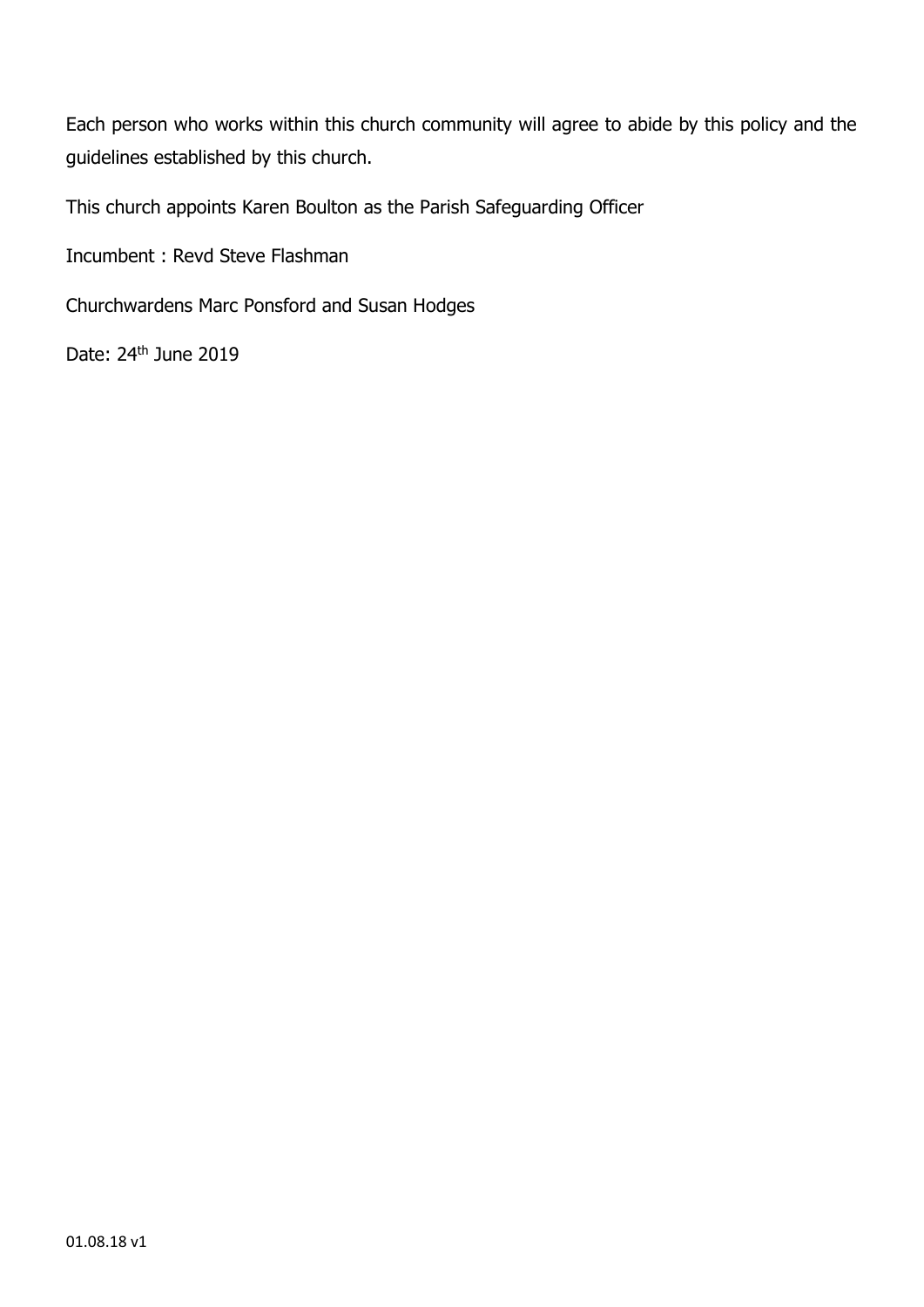Each person who works within this church community will agree to abide by this policy and the guidelines established by this church.

This church appoints Karen Boulton as the Parish Safeguarding Officer

Incumbent : Revd Steve Flashman

Churchwardens Marc Ponsford and Susan Hodges

Date: 24th June 2019

01.08.18 v1